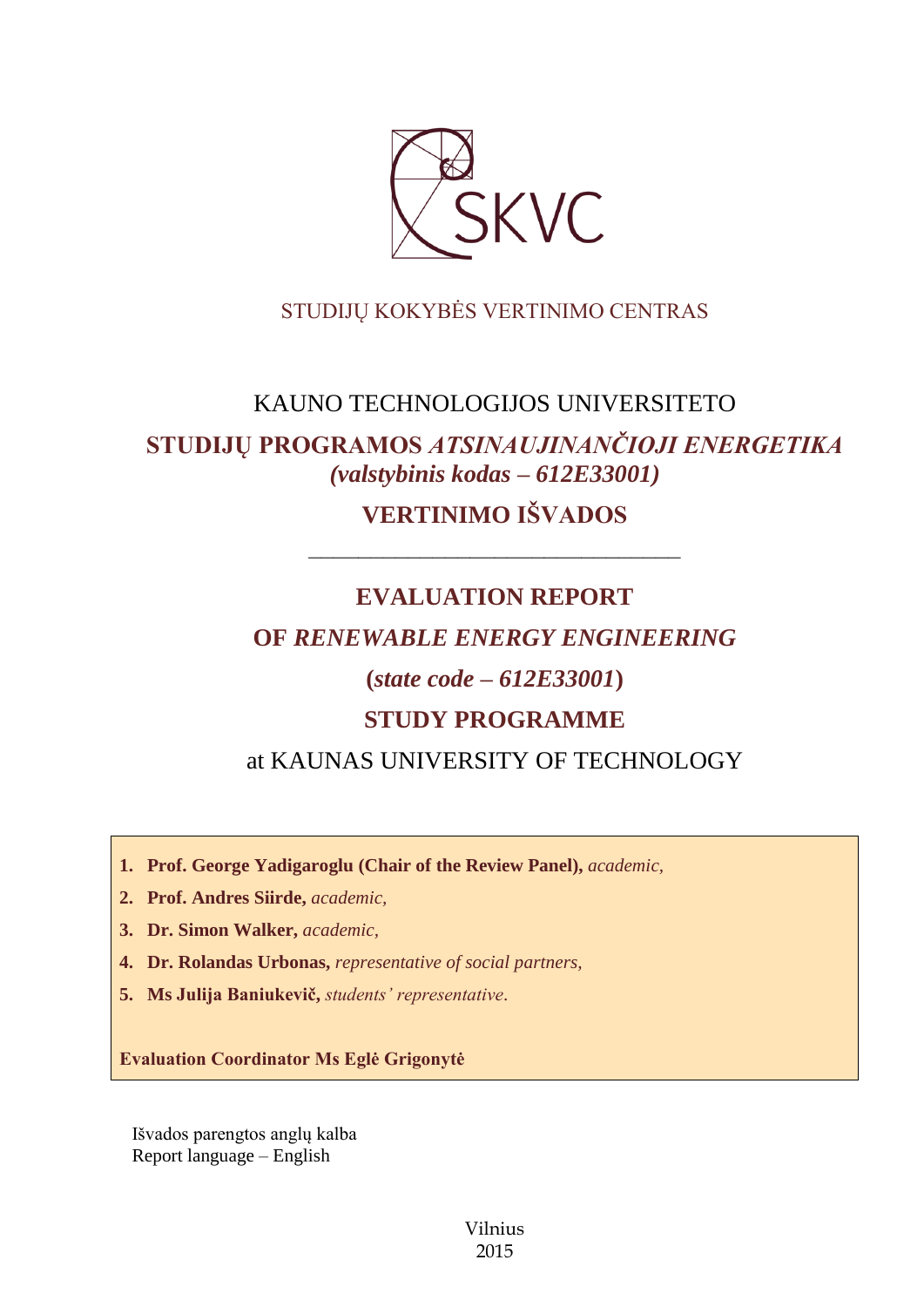SKVC

STUDIJŲ KOKYBĖS VERTINIMO CENTRAS

KAUNO TECHNOLOGIJOS UNIVERSITETO

# STUDIJŲ PROGRAMOS *ATSINAUJINANČIOJI ENERGETIKA* *(valstybinis kodas – 612E33001)*

# VERTINIMO IŠVADOS

---

# EVALUATION REPORT

# OF *RENEWABLE ENERGY ENGINEERING*

# (*state code – 612E33001*)

# STUDY PROGRAMME

at KAUNAS UNIVERSITY OF TECHNOLOGY

1. **Prof. George Yadigaroglu (Chair of the Review Panel),** *academic,*
2. **Prof. Andres Siirde,** *academic,*
3. **Dr. Simon Walker,** *academic,*
4. **Dr. Rolandas Urbonas,** *representative of social partners,*
5. **Ms Julija Baniukevič,** *students' representative.*

**Evaluation Coordinator Ms Eglė Grigonytė**

Išvados parengtos anglų kalba
Report language – English

Vilnius
2015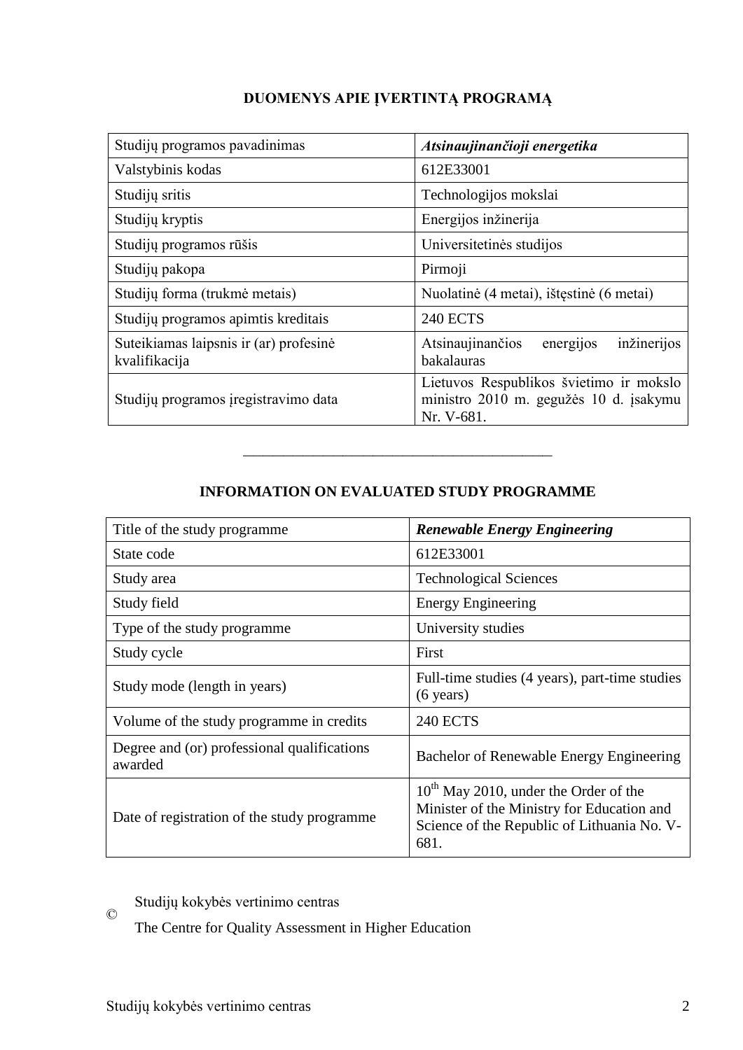## DUOMENYS APIE ĮVERTINTĄ PROGRAMĄ

| Studijų programos pavadinimas | ***Atsinaujinančioji energetika*** |
|---|---|
| Valstybinis kodas | 612E33001 |
| Studijų sritis | Technologijos mokslai |
| Studijų kryptis | Energijos inžinerija |
| Studijų programos rūšis | Universitetinės studijos |
| Studijų pakopa | Pirmoji |
| Studijų forma (trukmė metais) | Nuolatinė (4 metai), ištęstinė (6 metai) |
| Studijų programos apimtis kreditais | 240 ECTS |
| Suteikiamas laipsnis ir (ar) profesinė kvalifikacija | Atsinaujinančios energijos inžinerijos bakalauras |
| Studijų programos įregistravimo data | Lietuvos Respublikos švietimo ir mokslo ministro 2010 m. gegužės 10 d. įsakymu Nr. V-681. |

---

## INFORMATION ON EVALUATED STUDY PROGRAMME

| Title of the study programme | ***Renewable Energy Engineering*** |
|---|---|
| State code | 612E33001 |
| Study area | Technological Sciences |
| Study field | Energy Engineering |
| Type of the study programme | University studies |
| Study cycle | First |
| Study mode (length in years) | Full-time studies (4 years), part-time studies (6 years) |
| Volume of the study programme in credits | 240 ECTS |
| Degree and (or) professional qualifications awarded | Bachelor of Renewable Energy Engineering |
| Date of registration of the study programme | $10^{th}$ May 2010, under the Order of the Minister of the Ministry for Education and Science of the Republic of Lithuania No. V-681. |

© Studijų kokybės vertinimo centras

The Centre for Quality Assessment in Higher Education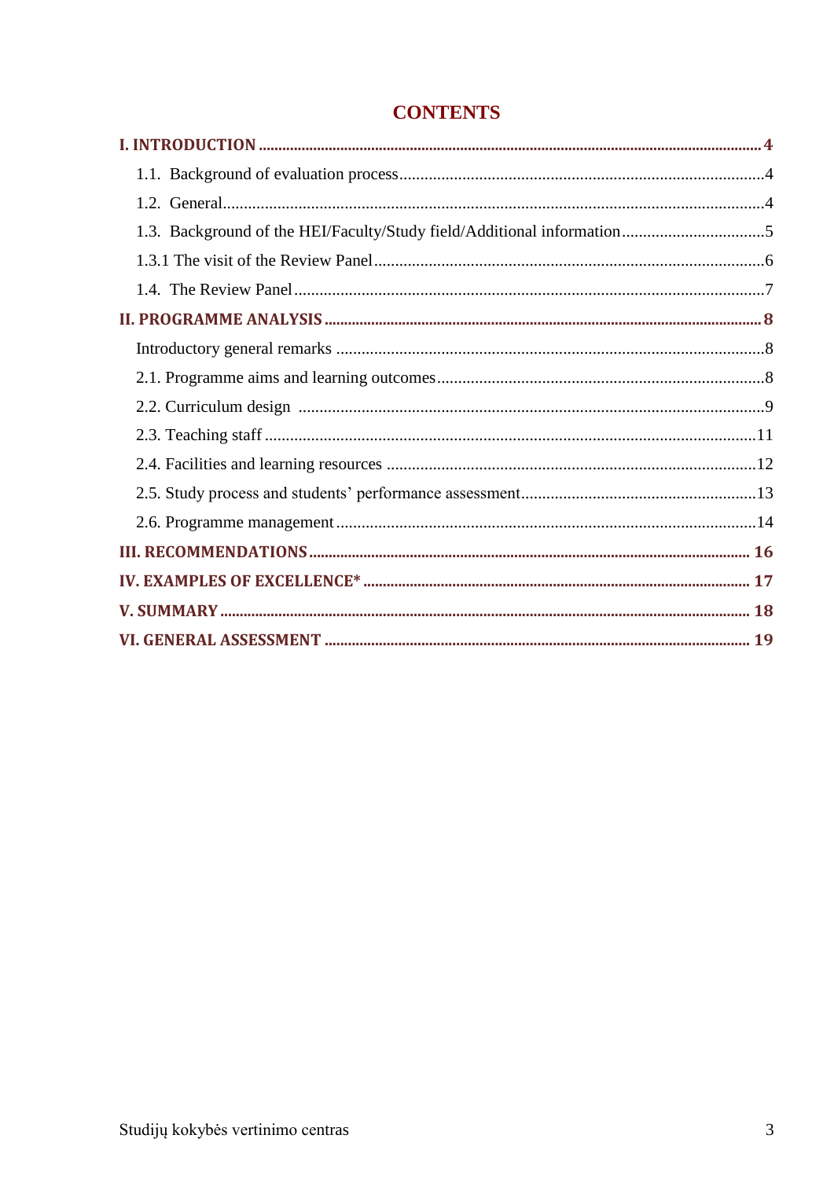# CONTENTS

**I. INTRODUCTION** ..... **4**

1.1. Background of evaluation process ..... 4

1.2. General ..... 4

1.3. Background of the HEI/Faculty/Study field/Additional information ..... 5

1.3.1 The visit of the Review Panel ..... 6

1.4. The Review Panel ..... 7

**II. PROGRAMME ANALYSIS** ..... **8**

Introductory general remarks ..... 8

2.1. Programme aims and learning outcomes ..... 8

2.2. Curriculum design ..... 9

2.3. Teaching staff ..... 11

2.4. Facilities and learning resources ..... 12

2.5. Study process and students' performance assessment ..... 13

2.6. Programme management ..... 14

**III. RECOMMENDATIONS** ..... **16**

**IV. EXAMPLES OF EXCELLENCE*** ..... **17**

**V. SUMMARY** ..... **18**

**VI. GENERAL ASSESSMENT** ..... **19**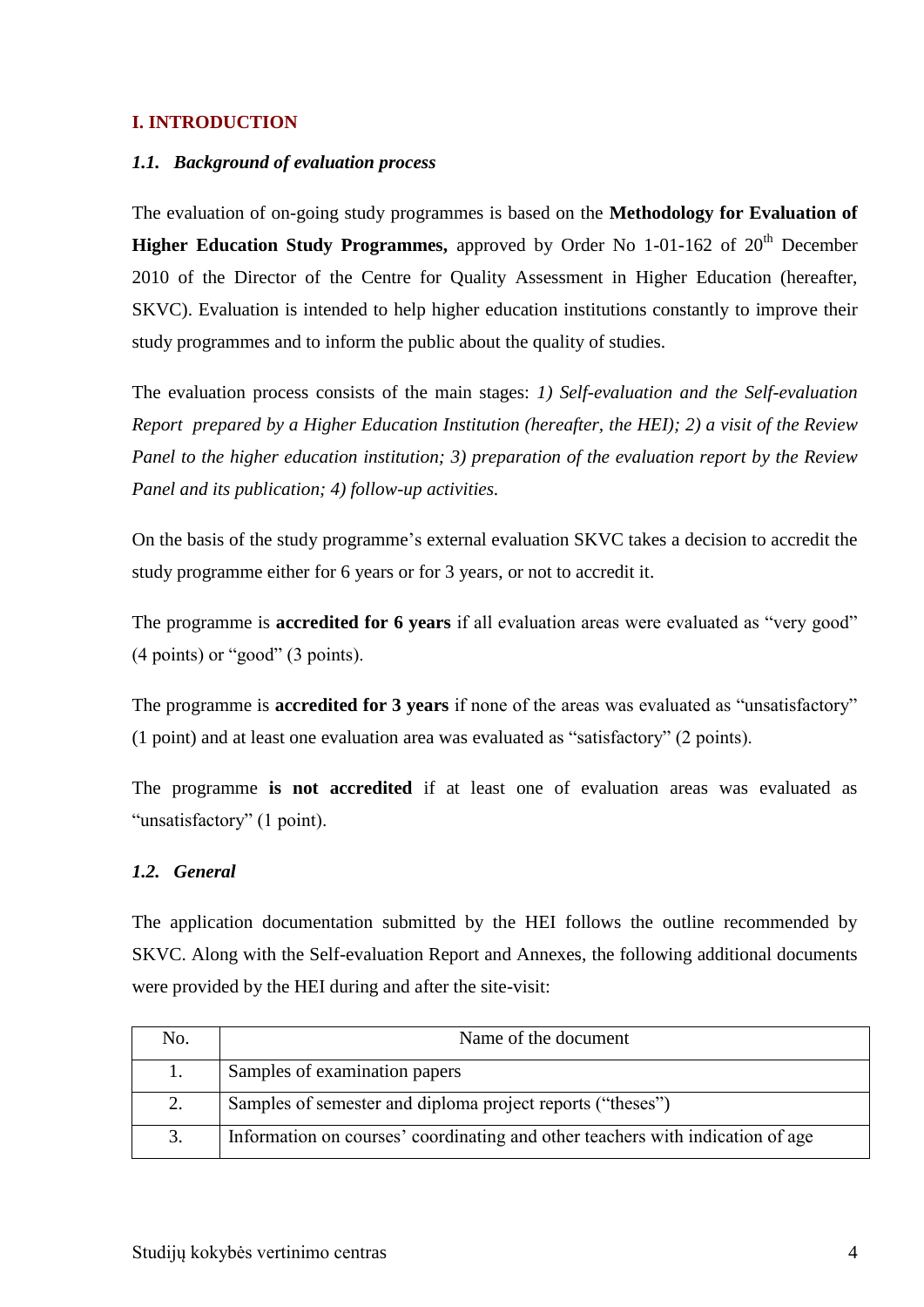## I. INTRODUCTION

### *1.1. Background of evaluation process*

The evaluation of on-going study programmes is based on the **Methodology for Evaluation of Higher Education Study Programmes,** approved by Order No 1-01-162 of 20th December 2010 of the Director of the Centre for Quality Assessment in Higher Education (hereafter, SKVC). Evaluation is intended to help higher education institutions constantly to improve their study programmes and to inform the public about the quality of studies.

The evaluation process consists of the main stages: *1) Self-evaluation and the Self-evaluation Report prepared by a Higher Education Institution (hereafter, the HEI); 2) a visit of the Review Panel to the higher education institution; 3) preparation of the evaluation report by the Review Panel and its publication; 4) follow-up activities.*

On the basis of the study programme's external evaluation SKVC takes a decision to accredit the study programme either for 6 years or for 3 years, or not to accredit it.

The programme is **accredited for 6 years** if all evaluation areas were evaluated as "very good" (4 points) or "good" (3 points).

The programme is **accredited for 3 years** if none of the areas was evaluated as "unsatisfactory" (1 point) and at least one evaluation area was evaluated as "satisfactory" (2 points).

The programme **is not accredited** if at least one of evaluation areas was evaluated as "unsatisfactory" (1 point).

### *1.2. General*

The application documentation submitted by the HEI follows the outline recommended by SKVC. Along with the Self-evaluation Report and Annexes, the following additional documents were provided by the HEI during and after the site-visit:

| No. | Name of the document |
|---|---|
| 1. | Samples of examination papers |
| 2. | Samples of semester and diploma project reports ("theses") |
| 3. | Information on courses' coordinating and other teachers with indication of age |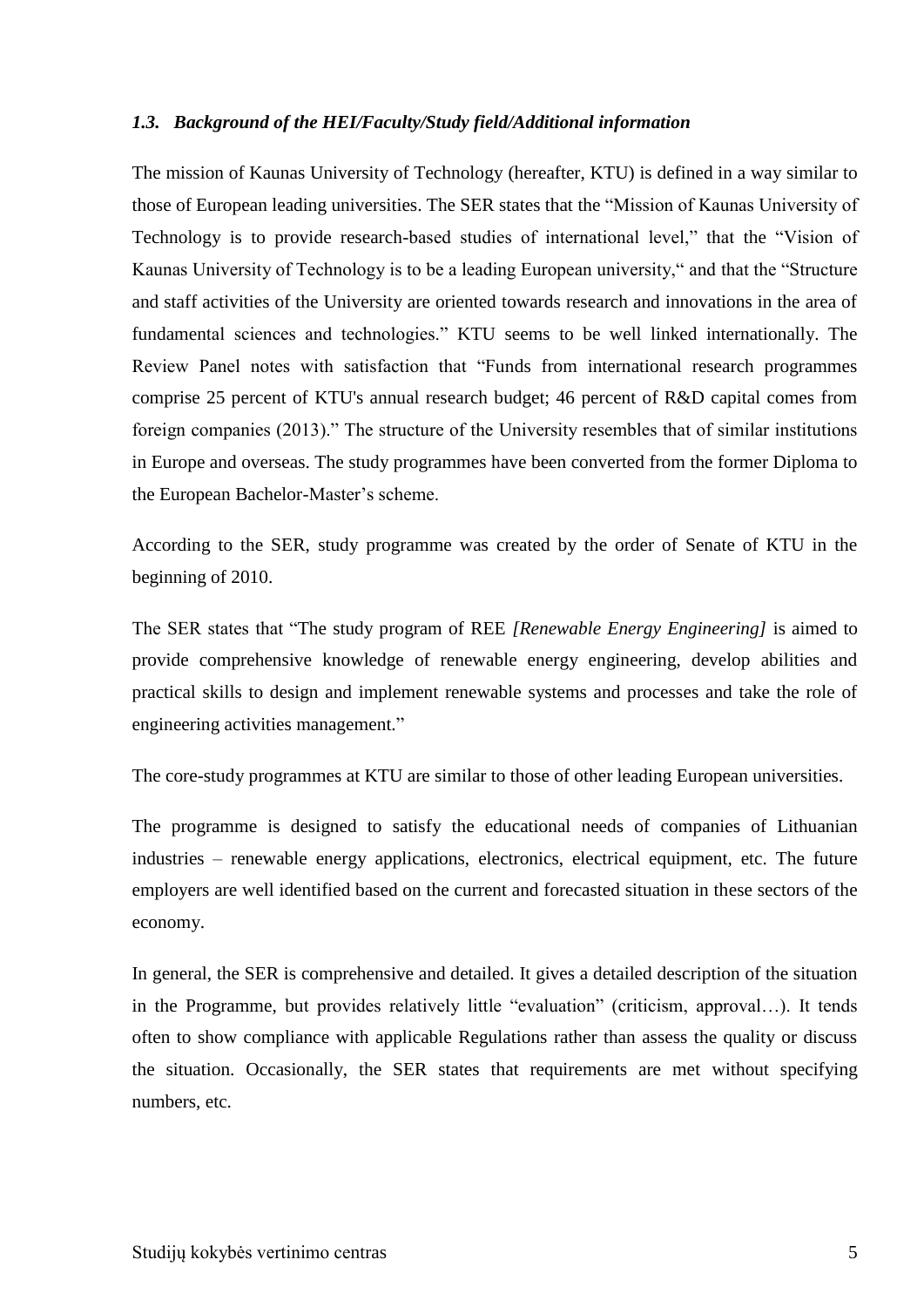### *1.3. Background of the HEI/Faculty/Study field/Additional information*

The mission of Kaunas University of Technology (hereafter, KTU) is defined in a way similar to those of European leading universities. The SER states that the "Mission of Kaunas University of Technology is to provide research-based studies of international level," that the "Vision of Kaunas University of Technology is to be a leading European university," and that the "Structure and staff activities of the University are oriented towards research and innovations in the area of fundamental sciences and technologies." KTU seems to be well linked internationally. The Review Panel notes with satisfaction that "Funds from international research programmes comprise 25 percent of KTU's annual research budget; 46 percent of R&D capital comes from foreign companies (2013)." The structure of the University resembles that of similar institutions in Europe and overseas. The study programmes have been converted from the former Diploma to the European Bachelor-Master's scheme.

According to the SER, study programme was created by the order of Senate of KTU in the beginning of 2010.

The SER states that "The study program of REE *[Renewable Energy Engineering]* is aimed to provide comprehensive knowledge of renewable energy engineering, develop abilities and practical skills to design and implement renewable systems and processes and take the role of engineering activities management."

The core-study programmes at KTU are similar to those of other leading European universities.

The programme is designed to satisfy the educational needs of companies of Lithuanian industries – renewable energy applications, electronics, electrical equipment, etc. The future employers are well identified based on the current and forecasted situation in these sectors of the economy.

In general, the SER is comprehensive and detailed. It gives a detailed description of the situation in the Programme, but provides relatively little "evaluation" (criticism, approval…). It tends often to show compliance with applicable Regulations rather than assess the quality or discuss the situation. Occasionally, the SER states that requirements are met without specifying numbers, etc.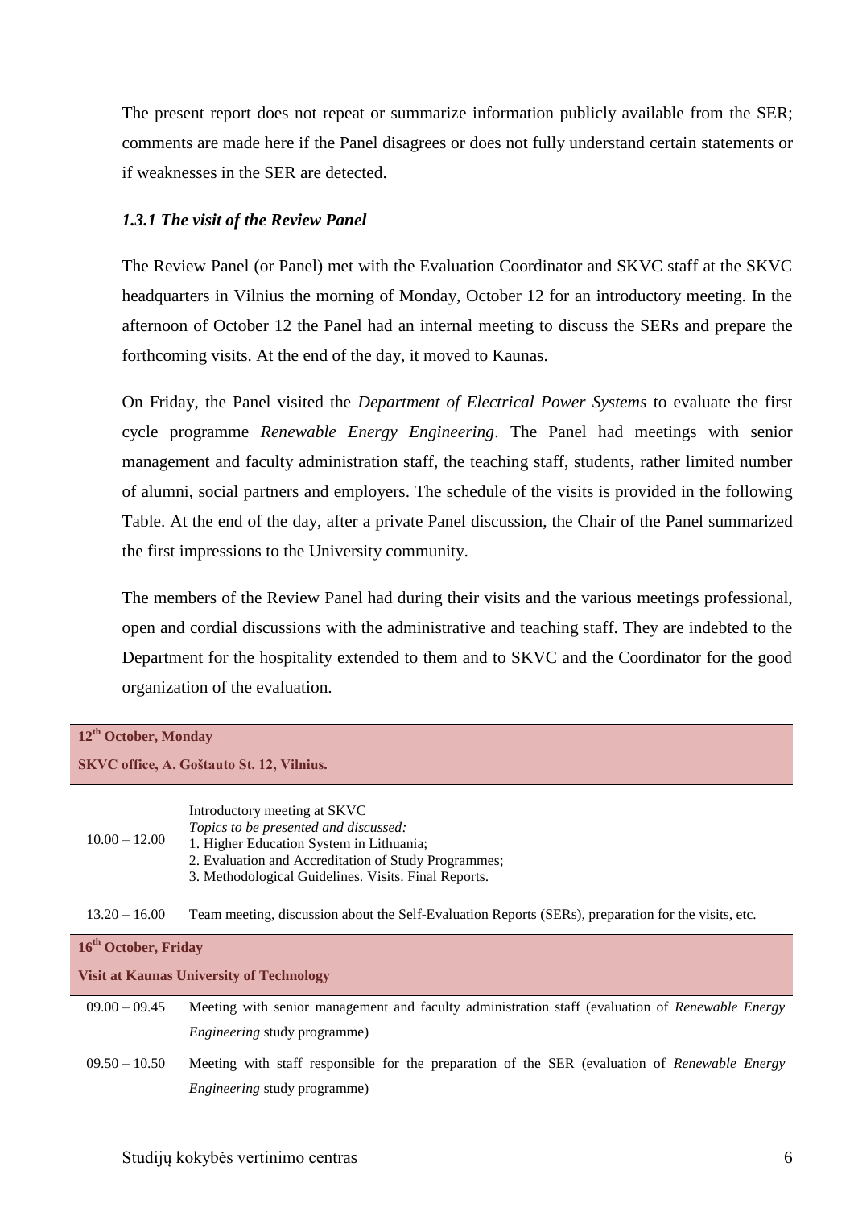The present report does not repeat or summarize information publicly available from the SER; comments are made here if the Panel disagrees or does not fully understand certain statements or if weaknesses in the SER are detected.

### *1.3.1 The visit of the Review Panel*

The Review Panel (or Panel) met with the Evaluation Coordinator and SKVC staff at the SKVC headquarters in Vilnius the morning of Monday, October 12 for an introductory meeting. In the afternoon of October 12 the Panel had an internal meeting to discuss the SERs and prepare the forthcoming visits. At the end of the day, it moved to Kaunas.

On Friday, the Panel visited the *Department of Electrical Power Systems* to evaluate the first cycle programme *Renewable Energy Engineering*. The Panel had meetings with senior management and faculty administration staff, the teaching staff, students, rather limited number of alumni, social partners and employers. The schedule of the visits is provided in the following Table. At the end of the day, after a private Panel discussion, the Chair of the Panel summarized the first impressions to the University community.

The members of the Review Panel had during their visits and the various meetings professional, open and cordial discussions with the administrative and teaching staff. They are indebted to the Department for the hospitality extended to them and to SKVC and the Coordinator for the good organization of the evaluation.

| **12th October, Monday** **SKVC office, A. Goštauto St. 12, Vilnius.** | |
|---|---|
| 10.00 – 12.00 | Introductory meeting at SKVC <br> <u>*Topics to be presented and discussed:*</u> <br> 1. Higher Education System in Lithuania; <br> 2. Evaluation and Accreditation of Study Programmes; <br> 3. Methodological Guidelines. Visits. Final Reports. |
| 13.20 – 16.00 | Team meeting, discussion about the Self-Evaluation Reports (SERs), preparation for the visits, etc. |
| **16th October, Friday** **Visit at Kaunas University of Technology** | |
| 09.00 – 09.45 | Meeting with senior management and faculty administration staff (evaluation of *Renewable Energy Engineering* study programme) |
| 09.50 – 10.50 | Meeting with staff responsible for the preparation of the SER (evaluation of *Renewable Energy Engineering* study programme) |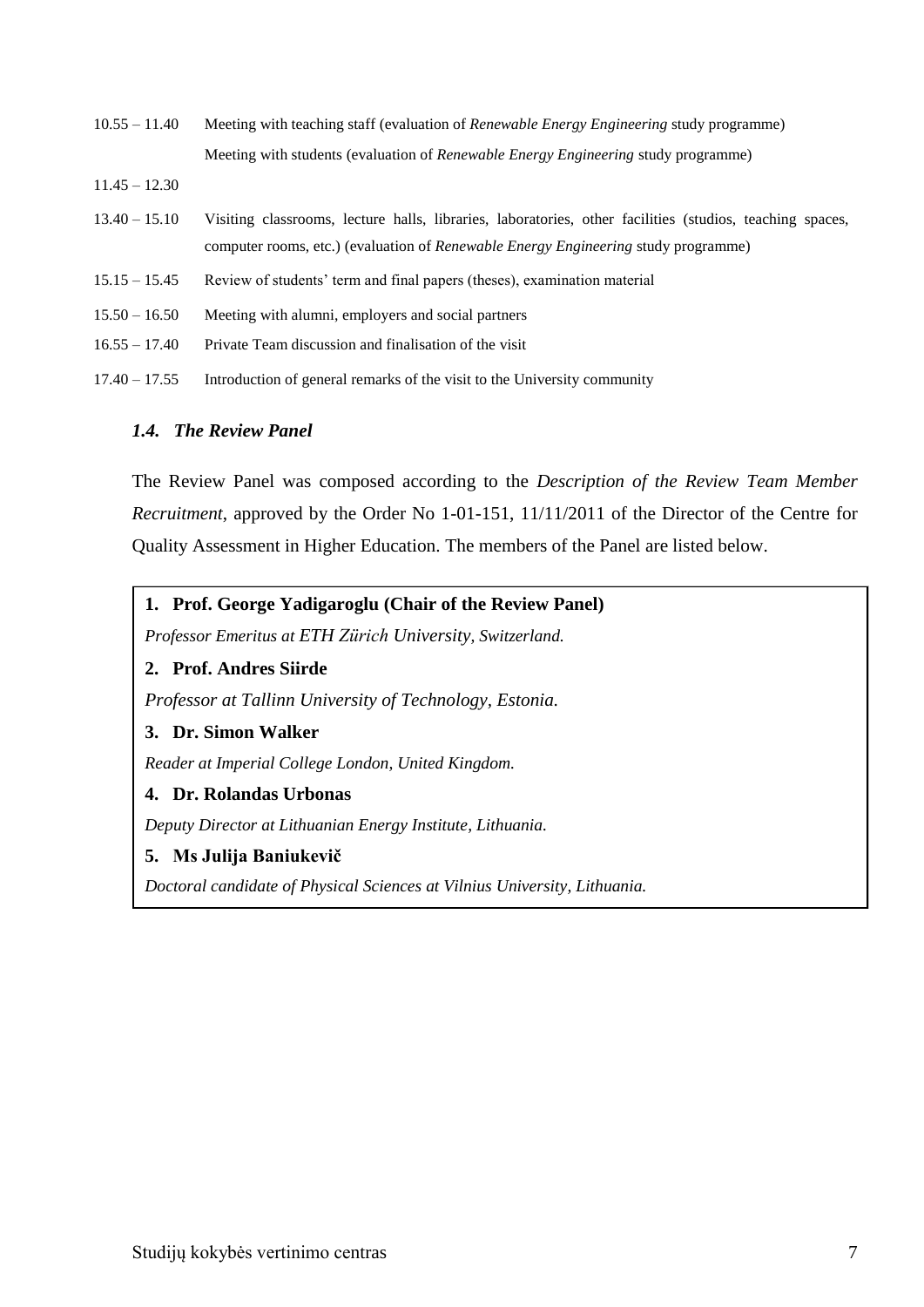| | |
|---|---|
| 10.55 – 11.40 | Meeting with teaching staff (evaluation of *Renewable Energy Engineering* study programme) |
| | Meeting with students (evaluation of *Renewable Energy Engineering* study programme) |
| 11.45 – 12.30 | |
| 13.40 – 15.10 | Visiting classrooms, lecture halls, libraries, laboratories, other facilities (studios, teaching spaces, computer rooms, etc.) (evaluation of *Renewable Energy Engineering* study programme) |
| 15.15 – 15.45 | Review of students' term and final papers (theses), examination material |
| 15.50 – 16.50 | Meeting with alumni, employers and social partners |
| 16.55 – 17.40 | Private Team discussion and finalisation of the visit |
| 17.40 – 17.55 | Introduction of general remarks of the visit to the University community |

### *1.4. The Review Panel*

The Review Panel was composed according to the *Description of the Review Team Member Recruitment*, approved by the Order No 1-01-151, 11/11/2011 of the Director of the Centre for Quality Assessment in Higher Education. The members of the Panel are listed below.

**1. Prof. George Yadigaroglu (Chair of the Review Panel)**

*Professor Emeritus at ETH Zürich University, Switzerland.*

**2. Prof. Andres Siirde**

*Professor at Tallinn University of Technology, Estonia.*

**3. Dr. Simon Walker**

*Reader at Imperial College London, United Kingdom.*

**4. Dr. Rolandas Urbonas**

*Deputy Director at Lithuanian Energy Institute, Lithuania.*

**5. Ms Julija Baniukevič**

*Doctoral candidate of Physical Sciences at Vilnius University, Lithuania.*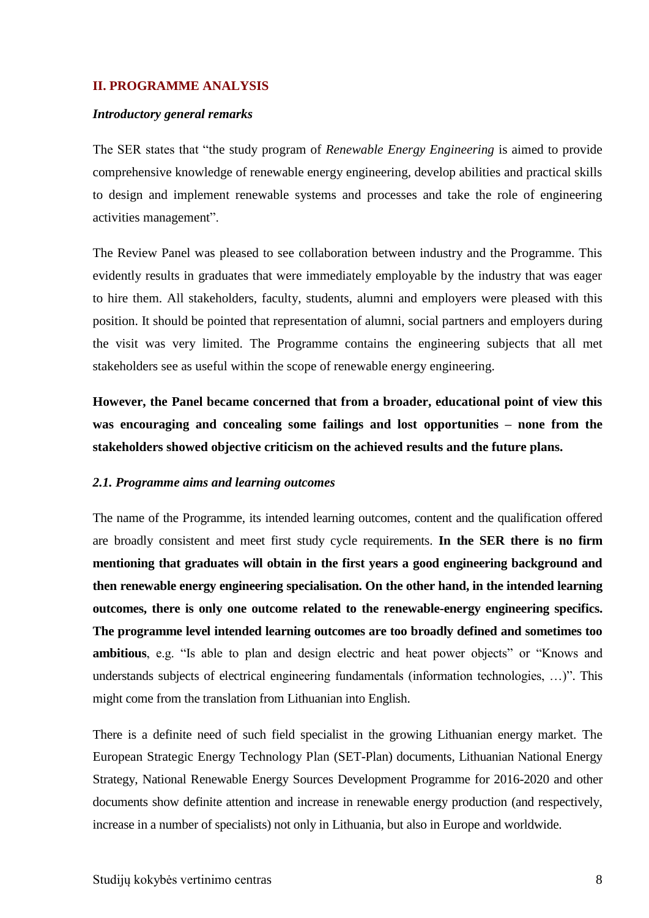## II. PROGRAMME ANALYSIS

***Introductory general remarks***

The SER states that "the study program of *Renewable Energy Engineering* is aimed to provide comprehensive knowledge of renewable energy engineering, develop abilities and practical skills to design and implement renewable systems and processes and take the role of engineering activities management".

The Review Panel was pleased to see collaboration between industry and the Programme. This evidently results in graduates that were immediately employable by the industry that was eager to hire them. All stakeholders, faculty, students, alumni and employers were pleased with this position. It should be pointed that representation of alumni, social partners and employers during the visit was very limited. The Programme contains the engineering subjects that all met stakeholders see as useful within the scope of renewable energy engineering.

**However, the Panel became concerned that from a broader, educational point of view this was encouraging and concealing some failings and lost opportunities – none from the stakeholders showed objective criticism on the achieved results and the future plans.**

### *2.1. Programme aims and learning outcomes*

The name of the Programme, its intended learning outcomes, content and the qualification offered are broadly consistent and meet first study cycle requirements. **In the SER there is no firm mentioning that graduates will obtain in the first years a good engineering background and then renewable energy engineering specialisation. On the other hand, in the intended learning outcomes, there is only one outcome related to the renewable-energy engineering specifics. The programme level intended learning outcomes are too broadly defined and sometimes too ambitious**, e.g. "Is able to plan and design electric and heat power objects" or "Knows and understands subjects of electrical engineering fundamentals (information technologies, …)". This might come from the translation from Lithuanian into English.

There is a definite need of such field specialist in the growing Lithuanian energy market. The European Strategic Energy Technology Plan (SET-Plan) documents, Lithuanian National Energy Strategy, National Renewable Energy Sources Development Programme for 2016-2020 and other documents show definite attention and increase in renewable energy production (and respectively, increase in a number of specialists) not only in Lithuania, but also in Europe and worldwide.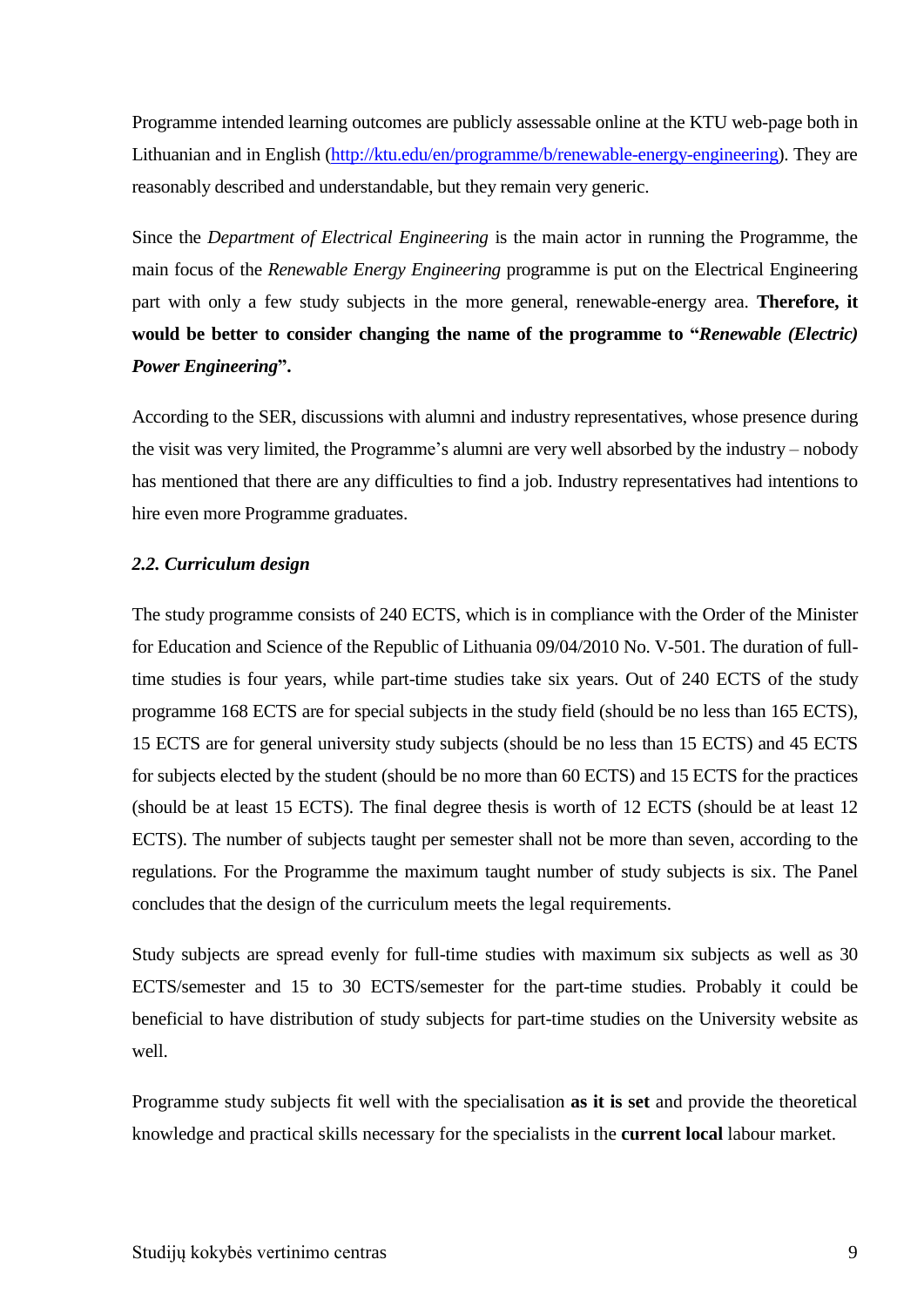Programme intended learning outcomes are publicly assessable online at the KTU web-page both in Lithuanian and in English (http://ktu.edu/en/programme/b/renewable-energy-engineering). They are reasonably described and understandable, but they remain very generic.

Since the *Department of Electrical Engineering* is the main actor in running the Programme, the main focus of the *Renewable Energy Engineering* programme is put on the Electrical Engineering part with only a few study subjects in the more general, renewable-energy area. **Therefore, it would be better to consider changing the name of the programme to "*Renewable (Electric) Power Engineering*".**

According to the SER, discussions with alumni and industry representatives, whose presence during the visit was very limited, the Programme's alumni are very well absorbed by the industry – nobody has mentioned that there are any difficulties to find a job. Industry representatives had intentions to hire even more Programme graduates.

### *2.2. Curriculum design*

The study programme consists of 240 ECTS, which is in compliance with the Order of the Minister for Education and Science of the Republic of Lithuania 09/04/2010 No. V-501. The duration of full-time studies is four years, while part-time studies take six years. Out of 240 ECTS of the study programme 168 ECTS are for special subjects in the study field (should be no less than 165 ECTS), 15 ECTS are for general university study subjects (should be no less than 15 ECTS) and 45 ECTS for subjects elected by the student (should be no more than 60 ECTS) and 15 ECTS for the practices (should be at least 15 ECTS). The final degree thesis is worth of 12 ECTS (should be at least 12 ECTS). The number of subjects taught per semester shall not be more than seven, according to the regulations. For the Programme the maximum taught number of study subjects is six. The Panel concludes that the design of the curriculum meets the legal requirements.

Study subjects are spread evenly for full-time studies with maximum six subjects as well as 30 ECTS/semester and 15 to 30 ECTS/semester for the part-time studies. Probably it could be beneficial to have distribution of study subjects for part-time studies on the University website as well.

Programme study subjects fit well with the specialisation **as it is set** and provide the theoretical knowledge and practical skills necessary for the specialists in the **current local** labour market.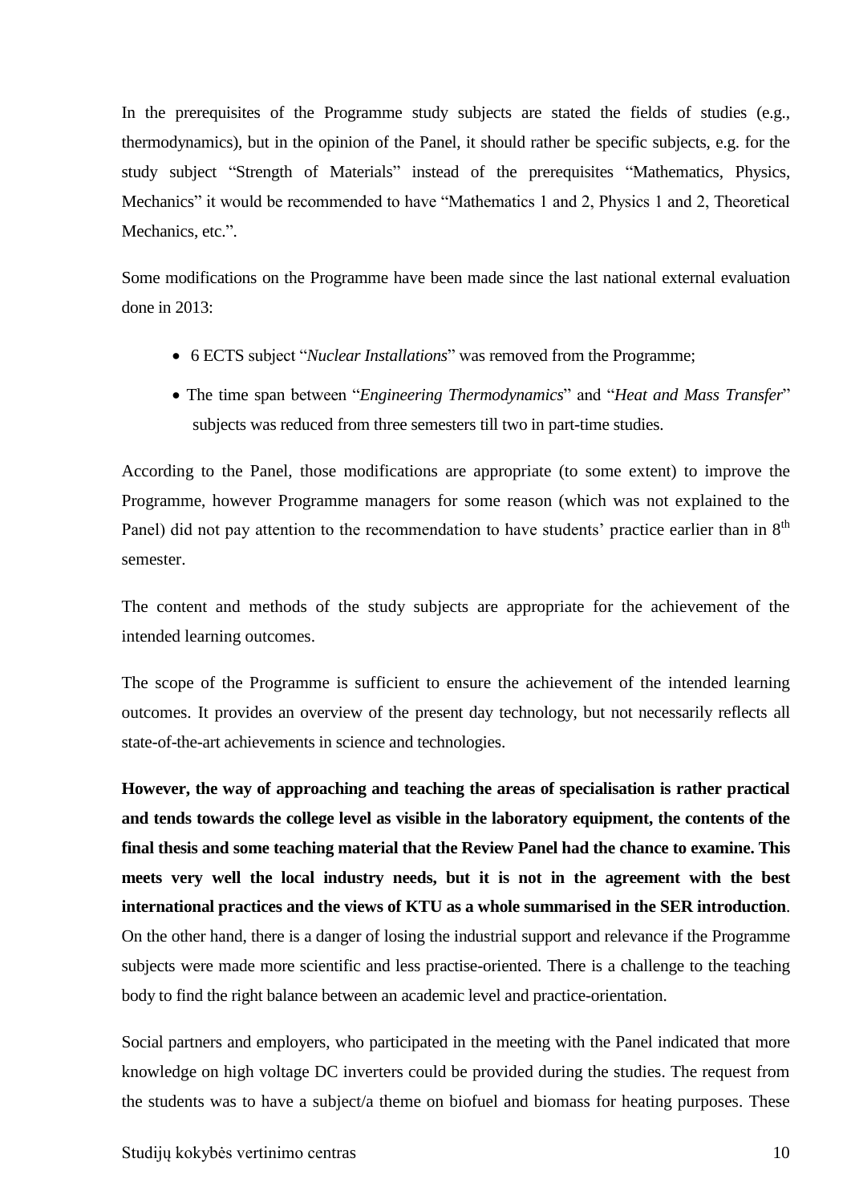In the prerequisites of the Programme study subjects are stated the fields of studies (e.g., thermodynamics), but in the opinion of the Panel, it should rather be specific subjects, e.g. for the study subject "Strength of Materials" instead of the prerequisites "Mathematics, Physics, Mechanics" it would be recommended to have "Mathematics 1 and 2, Physics 1 and 2, Theoretical Mechanics, etc.".

Some modifications on the Programme have been made since the last national external evaluation done in 2013:

- 6 ECTS subject "*Nuclear Installations*" was removed from the Programme;
- The time span between "*Engineering Thermodynamics*" and "*Heat and Mass Transfer*" subjects was reduced from three semesters till two in part-time studies.

According to the Panel, those modifications are appropriate (to some extent) to improve the Programme, however Programme managers for some reason (which was not explained to the Panel) did not pay attention to the recommendation to have students' practice earlier than in 8th semester.

The content and methods of the study subjects are appropriate for the achievement of the intended learning outcomes.

The scope of the Programme is sufficient to ensure the achievement of the intended learning outcomes. It provides an overview of the present day technology, but not necessarily reflects all state-of-the-art achievements in science and technologies.

**However, the way of approaching and teaching the areas of specialisation is rather practical and tends towards the college level as visible in the laboratory equipment, the contents of the final thesis and some teaching material that the Review Panel had the chance to examine. This meets very well the local industry needs, but it is not in the agreement with the best international practices and the views of KTU as a whole summarised in the SER introduction**. On the other hand, there is a danger of losing the industrial support and relevance if the Programme subjects were made more scientific and less practise-oriented. There is a challenge to the teaching body to find the right balance between an academic level and practice-orientation.

Social partners and employers, who participated in the meeting with the Panel indicated that more knowledge on high voltage DC inverters could be provided during the studies. The request from the students was to have a subject/a theme on biofuel and biomass for heating purposes. These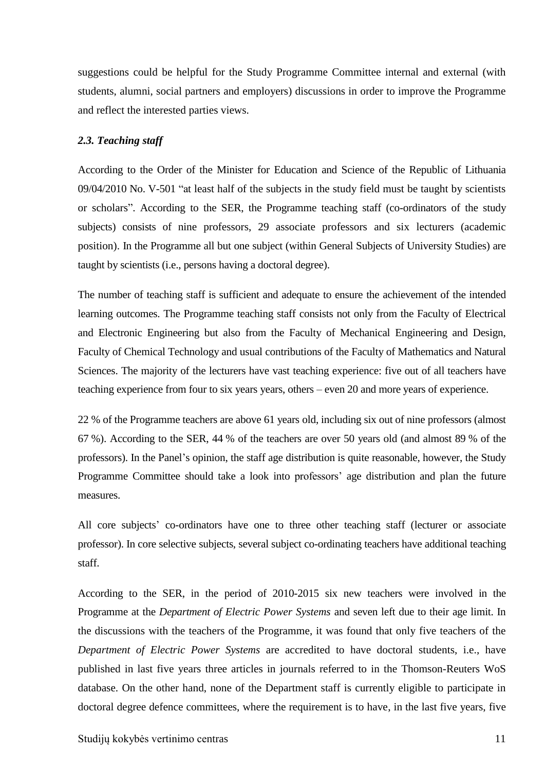suggestions could be helpful for the Study Programme Committee internal and external (with students, alumni, social partners and employers) discussions in order to improve the Programme and reflect the interested parties views.

### *2.3. Teaching staff*

According to the Order of the Minister for Education and Science of the Republic of Lithuania 09/04/2010 No. V-501 "at least half of the subjects in the study field must be taught by scientists or scholars". According to the SER, the Programme teaching staff (co-ordinators of the study subjects) consists of nine professors, 29 associate professors and six lecturers (academic position). In the Programme all but one subject (within General Subjects of University Studies) are taught by scientists (i.e., persons having a doctoral degree).

The number of teaching staff is sufficient and adequate to ensure the achievement of the intended learning outcomes. The Programme teaching staff consists not only from the Faculty of Electrical and Electronic Engineering but also from the Faculty of Mechanical Engineering and Design, Faculty of Chemical Technology and usual contributions of the Faculty of Mathematics and Natural Sciences. The majority of the lecturers have vast teaching experience: five out of all teachers have teaching experience from four to six years years, others – even 20 and more years of experience.

22 % of the Programme teachers are above 61 years old, including six out of nine professors (almost 67 %). According to the SER, 44 % of the teachers are over 50 years old (and almost 89 % of the professors). In the Panel's opinion, the staff age distribution is quite reasonable, however, the Study Programme Committee should take a look into professors' age distribution and plan the future measures.

All core subjects' co-ordinators have one to three other teaching staff (lecturer or associate professor). In core selective subjects, several subject co-ordinating teachers have additional teaching staff.

According to the SER, in the period of 2010-2015 six new teachers were involved in the Programme at the *Department of Electric Power Systems* and seven left due to their age limit. In the discussions with the teachers of the Programme, it was found that only five teachers of the *Department of Electric Power Systems* are accredited to have doctoral students, i.e., have published in last five years three articles in journals referred to in the Thomson-Reuters WoS database. On the other hand, none of the Department staff is currently eligible to participate in doctoral degree defence committees, where the requirement is to have, in the last five years, five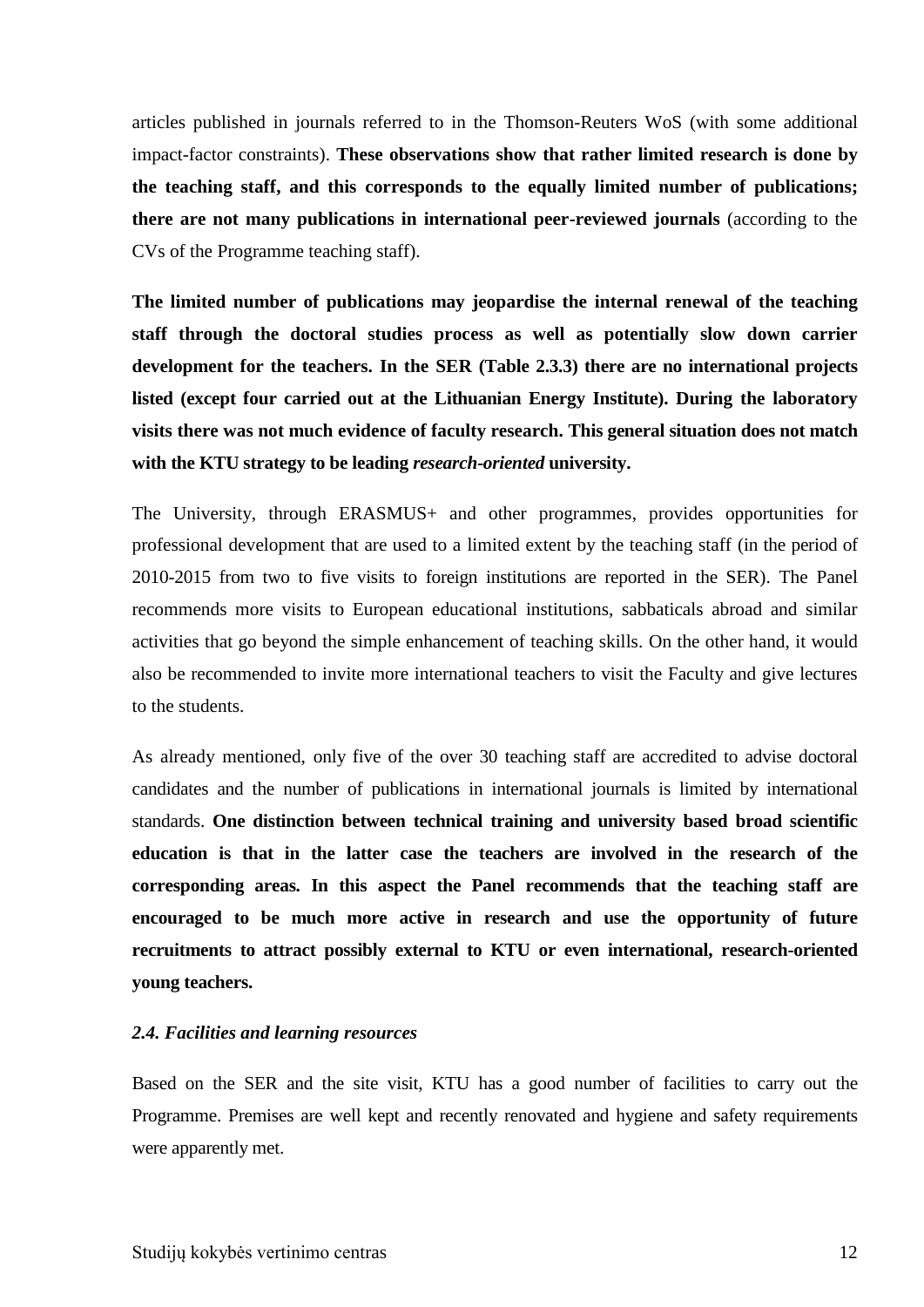articles published in journals referred to in the Thomson-Reuters WoS (with some additional impact-factor constraints). **These observations show that rather limited research is done by the teaching staff, and this corresponds to the equally limited number of publications; there are not many publications in international peer-reviewed journals** (according to the CVs of the Programme teaching staff).

**The limited number of publications may jeopardise the internal renewal of the teaching staff through the doctoral studies process as well as potentially slow down carrier development for the teachers. In the SER (Table 2.3.3) there are no international projects listed (except four carried out at the Lithuanian Energy Institute). During the laboratory visits there was not much evidence of faculty research. This general situation does not match with the KTU strategy to be leading *research-oriented* university.**

The University, through ERASMUS+ and other programmes, provides opportunities for professional development that are used to a limited extent by the teaching staff (in the period of 2010-2015 from two to five visits to foreign institutions are reported in the SER). The Panel recommends more visits to European educational institutions, sabbaticals abroad and similar activities that go beyond the simple enhancement of teaching skills. On the other hand, it would also be recommended to invite more international teachers to visit the Faculty and give lectures to the students.

As already mentioned, only five of the over 30 teaching staff are accredited to advise doctoral candidates and the number of publications in international journals is limited by international standards. **One distinction between technical training and university based broad scientific education is that in the latter case the teachers are involved in the research of the corresponding areas. In this aspect the Panel recommends that the teaching staff are encouraged to be much more active in research and use the opportunity of future recruitments to attract possibly external to KTU or even international, research-oriented young teachers.**

### *2.4. Facilities and learning resources*

Based on the SER and the site visit, KTU has a good number of facilities to carry out the Programme. Premises are well kept and recently renovated and hygiene and safety requirements were apparently met.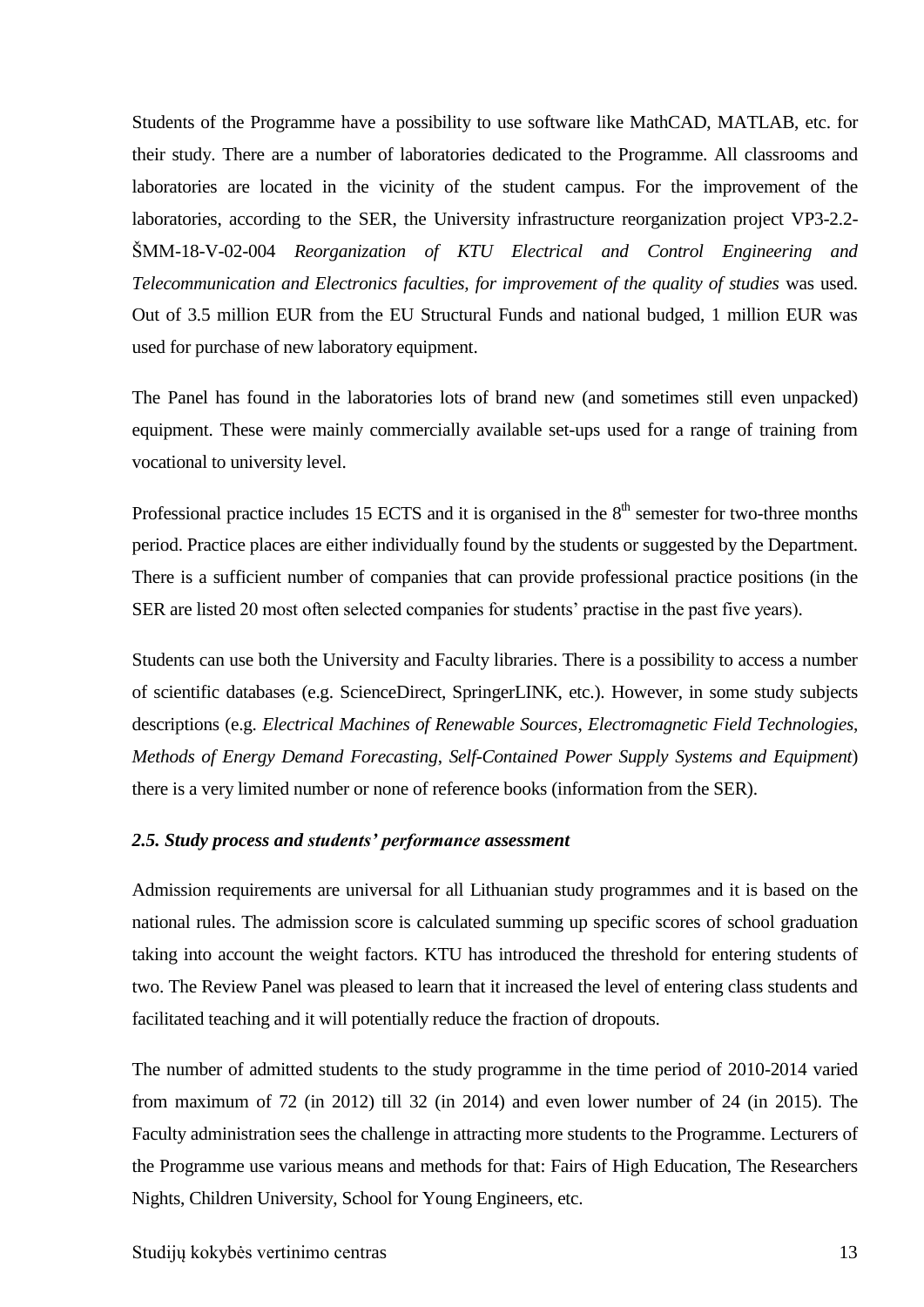Students of the Programme have a possibility to use software like MathCAD, MATLAB, etc. for their study. There are a number of laboratories dedicated to the Programme. All classrooms and laboratories are located in the vicinity of the student campus. For the improvement of the laboratories, according to the SER, the University infrastructure reorganization project VP3-2.2-ŠMM-18-V-02-004 *Reorganization of KTU Electrical and Control Engineering and Telecommunication and Electronics faculties, for improvement of the quality of studies* was used. Out of 3.5 million EUR from the EU Structural Funds and national budged, 1 million EUR was used for purchase of new laboratory equipment.

The Panel has found in the laboratories lots of brand new (and sometimes still even unpacked) equipment. These were mainly commercially available set-ups used for a range of training from vocational to university level.

Professional practice includes 15 ECTS and it is organised in the 8th semester for two-three months period. Practice places are either individually found by the students or suggested by the Department. There is a sufficient number of companies that can provide professional practice positions (in the SER are listed 20 most often selected companies for students' practise in the past five years).

Students can use both the University and Faculty libraries. There is a possibility to access a number of scientific databases (e.g. ScienceDirect, SpringerLINK, etc.). However, in some study subjects descriptions (e.g. *Electrical Machines of Renewable Sources*, *Electromagnetic Field Technologies*, *Methods of Energy Demand Forecasting*, *Self-Contained Power Supply Systems and Equipment*) there is a very limited number or none of reference books (information from the SER).

### *2.5. Study process and students' performance assessment*

Admission requirements are universal for all Lithuanian study programmes and it is based on the national rules. The admission score is calculated summing up specific scores of school graduation taking into account the weight factors. KTU has introduced the threshold for entering students of two. The Review Panel was pleased to learn that it increased the level of entering class students and facilitated teaching and it will potentially reduce the fraction of dropouts.

The number of admitted students to the study programme in the time period of 2010-2014 varied from maximum of 72 (in 2012) till 32 (in 2014) and even lower number of 24 (in 2015). The Faculty administration sees the challenge in attracting more students to the Programme. Lecturers of the Programme use various means and methods for that: Fairs of High Education, The Researchers Nights, Children University, School for Young Engineers, etc.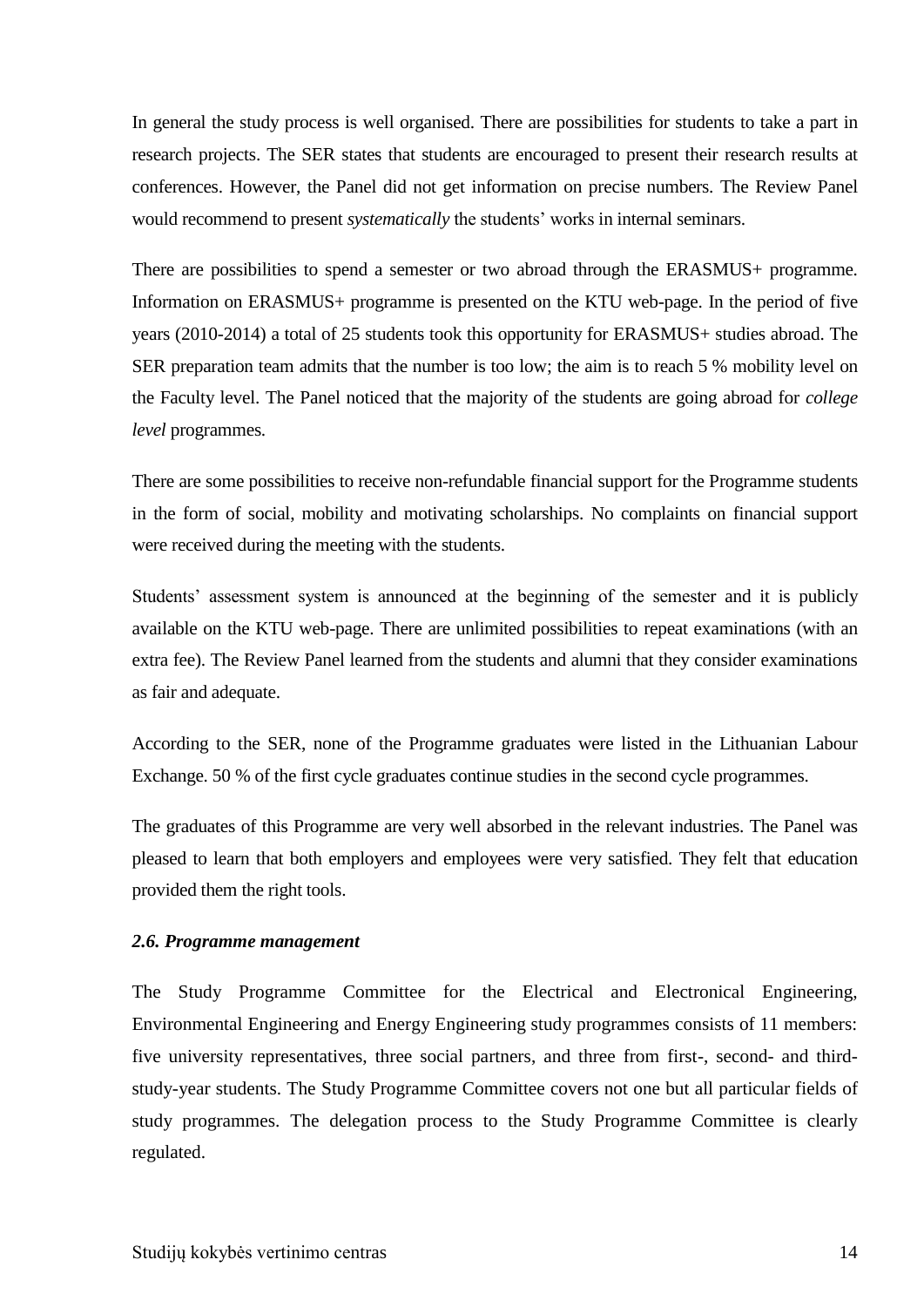In general the study process is well organised. There are possibilities for students to take a part in research projects. The SER states that students are encouraged to present their research results at conferences. However, the Panel did not get information on precise numbers. The Review Panel would recommend to present *systematically* the students' works in internal seminars.

There are possibilities to spend a semester or two abroad through the ERASMUS+ programme. Information on ERASMUS+ programme is presented on the KTU web-page. In the period of five years (2010-2014) a total of 25 students took this opportunity for ERASMUS+ studies abroad. The SER preparation team admits that the number is too low; the aim is to reach 5 % mobility level on the Faculty level. The Panel noticed that the majority of the students are going abroad for *college level* programmes.

There are some possibilities to receive non-refundable financial support for the Programme students in the form of social, mobility and motivating scholarships. No complaints on financial support were received during the meeting with the students.

Students' assessment system is announced at the beginning of the semester and it is publicly available on the KTU web-page. There are unlimited possibilities to repeat examinations (with an extra fee). The Review Panel learned from the students and alumni that they consider examinations as fair and adequate.

According to the SER, none of the Programme graduates were listed in the Lithuanian Labour Exchange. 50 % of the first cycle graduates continue studies in the second cycle programmes.

The graduates of this Programme are very well absorbed in the relevant industries. The Panel was pleased to learn that both employers and employees were very satisfied. They felt that education provided them the right tools.

### *2.6. Programme management*

The Study Programme Committee for the Electrical and Electronical Engineering, Environmental Engineering and Energy Engineering study programmes consists of 11 members: five university representatives, three social partners, and three from first-, second- and third-study-year students. The Study Programme Committee covers not one but all particular fields of study programmes. The delegation process to the Study Programme Committee is clearly regulated.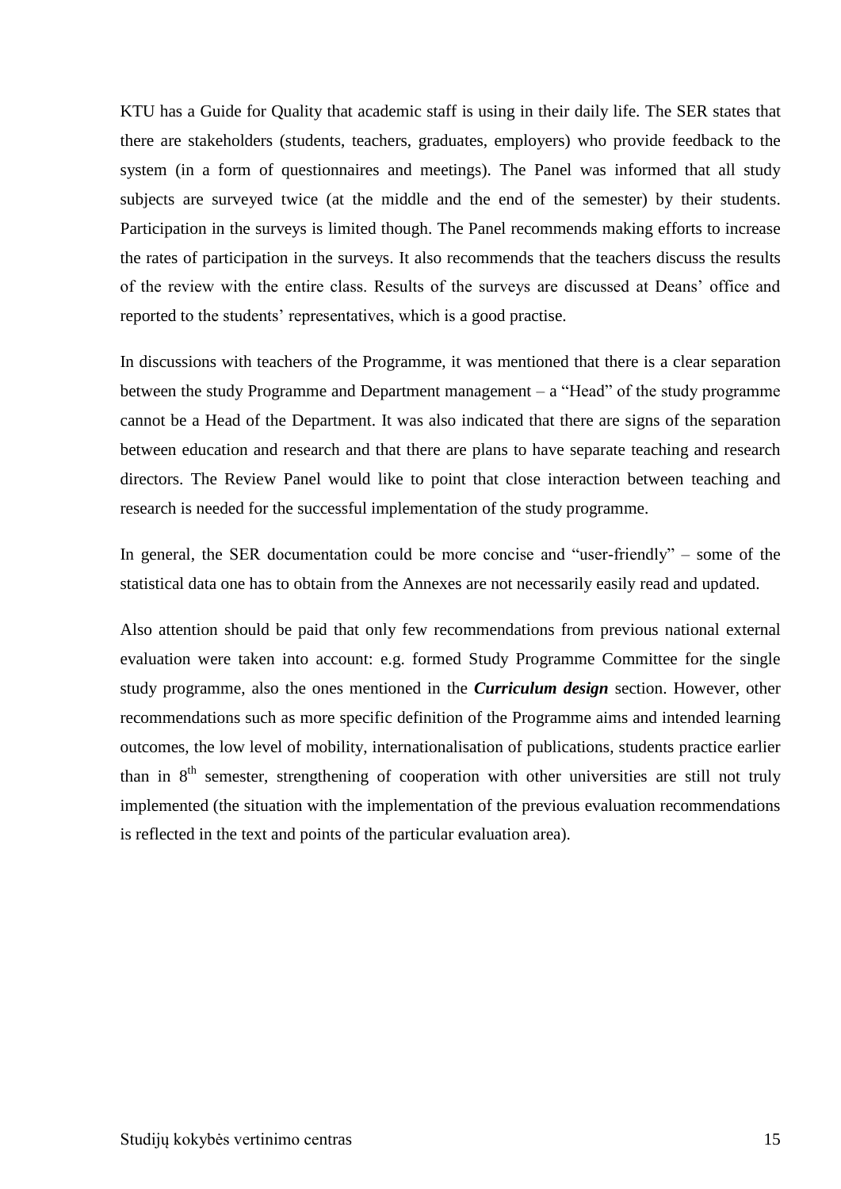KTU has a Guide for Quality that academic staff is using in their daily life. The SER states that there are stakeholders (students, teachers, graduates, employers) who provide feedback to the system (in a form of questionnaires and meetings). The Panel was informed that all study subjects are surveyed twice (at the middle and the end of the semester) by their students. Participation in the surveys is limited though. The Panel recommends making efforts to increase the rates of participation in the surveys. It also recommends that the teachers discuss the results of the review with the entire class. Results of the surveys are discussed at Deans' office and reported to the students' representatives, which is a good practise.

In discussions with teachers of the Programme, it was mentioned that there is a clear separation between the study Programme and Department management – a "Head" of the study programme cannot be a Head of the Department. It was also indicated that there are signs of the separation between education and research and that there are plans to have separate teaching and research directors. The Review Panel would like to point that close interaction between teaching and research is needed for the successful implementation of the study programme.

In general, the SER documentation could be more concise and "user-friendly" – some of the statistical data one has to obtain from the Annexes are not necessarily easily read and updated.

Also attention should be paid that only few recommendations from previous national external evaluation were taken into account: e.g. formed Study Programme Committee for the single study programme, also the ones mentioned in the ***Curriculum design*** section. However, other recommendations such as more specific definition of the Programme aims and intended learning outcomes, the low level of mobility, internationalisation of publications, students practice earlier than in 8th semester, strengthening of cooperation with other universities are still not truly implemented (the situation with the implementation of the previous evaluation recommendations is reflected in the text and points of the particular evaluation area).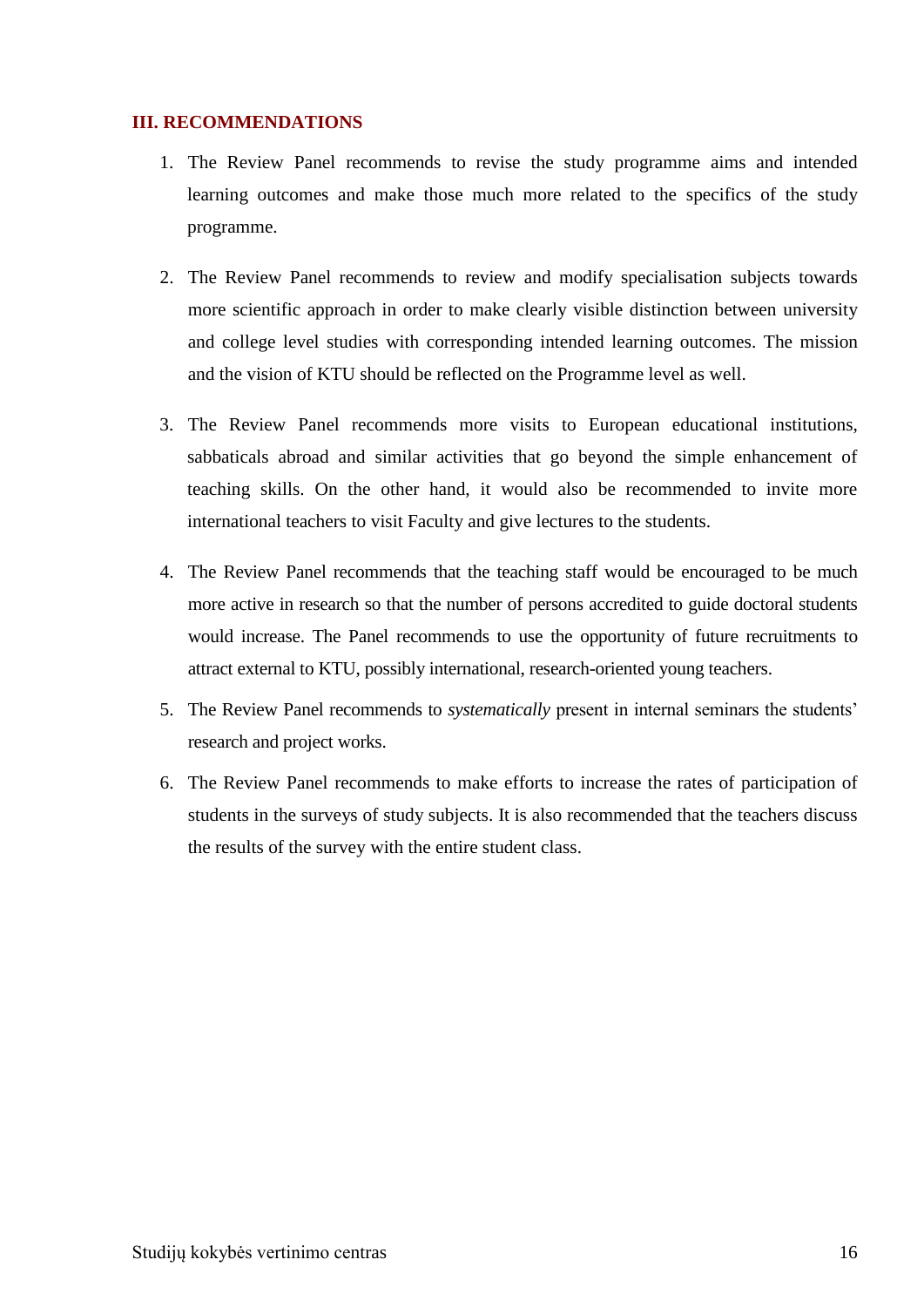## III. RECOMMENDATIONS

1. The Review Panel recommends to revise the study programme aims and intended learning outcomes and make those much more related to the specifics of the study programme.

2. The Review Panel recommends to review and modify specialisation subjects towards more scientific approach in order to make clearly visible distinction between university and college level studies with corresponding intended learning outcomes. The mission and the vision of KTU should be reflected on the Programme level as well.

3. The Review Panel recommends more visits to European educational institutions, sabbaticals abroad and similar activities that go beyond the simple enhancement of teaching skills. On the other hand, it would also be recommended to invite more international teachers to visit Faculty and give lectures to the students.

4. The Review Panel recommends that the teaching staff would be encouraged to be much more active in research so that the number of persons accredited to guide doctoral students would increase. The Panel recommends to use the opportunity of future recruitments to attract external to KTU, possibly international, research-oriented young teachers.

5. The Review Panel recommends to *systematically* present in internal seminars the students' research and project works.

6. The Review Panel recommends to make efforts to increase the rates of participation of students in the surveys of study subjects. It is also recommended that the teachers discuss the results of the survey with the entire student class.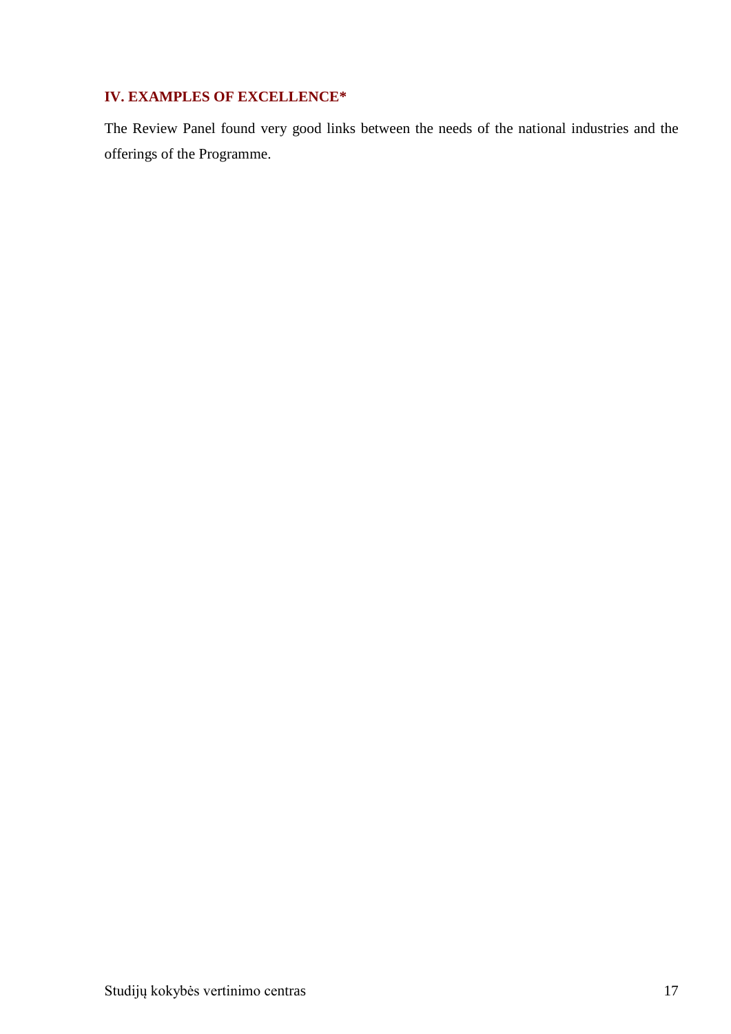## IV. EXAMPLES OF EXCELLENCE*

The Review Panel found very good links between the needs of the national industries and the offerings of the Programme.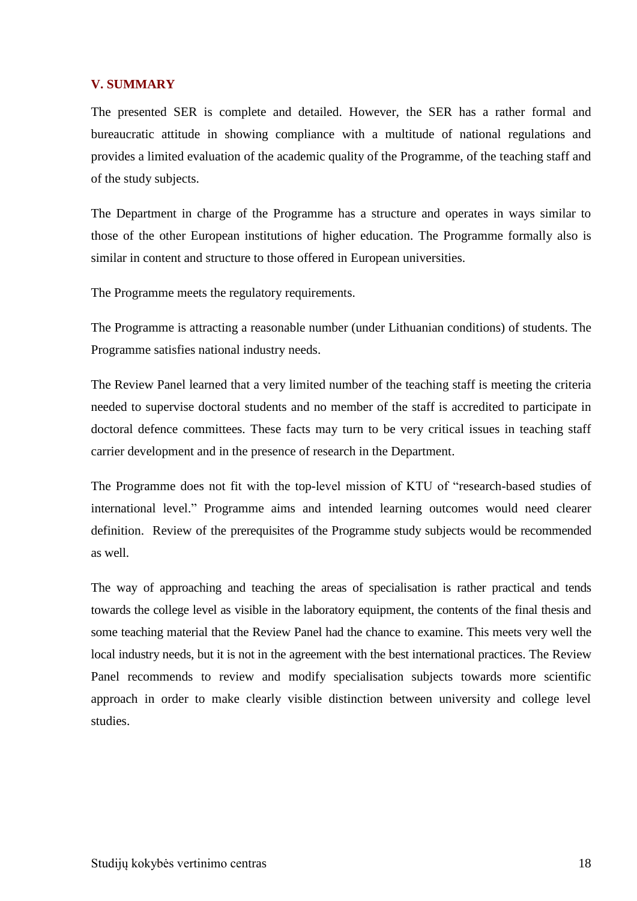## V. SUMMARY

The presented SER is complete and detailed. However, the SER has a rather formal and bureaucratic attitude in showing compliance with a multitude of national regulations and provides a limited evaluation of the academic quality of the Programme, of the teaching staff and of the study subjects.

The Department in charge of the Programme has a structure and operates in ways similar to those of the other European institutions of higher education. The Programme formally also is similar in content and structure to those offered in European universities.

The Programme meets the regulatory requirements.

The Programme is attracting a reasonable number (under Lithuanian conditions) of students. The Programme satisfies national industry needs.

The Review Panel learned that a very limited number of the teaching staff is meeting the criteria needed to supervise doctoral students and no member of the staff is accredited to participate in doctoral defence committees. These facts may turn to be very critical issues in teaching staff carrier development and in the presence of research in the Department.

The Programme does not fit with the top-level mission of KTU of "research-based studies of international level." Programme aims and intended learning outcomes would need clearer definition. Review of the prerequisites of the Programme study subjects would be recommended as well.

The way of approaching and teaching the areas of specialisation is rather practical and tends towards the college level as visible in the laboratory equipment, the contents of the final thesis and some teaching material that the Review Panel had the chance to examine. This meets very well the local industry needs, but it is not in the agreement with the best international practices. The Review Panel recommends to review and modify specialisation subjects towards more scientific approach in order to make clearly visible distinction between university and college level studies.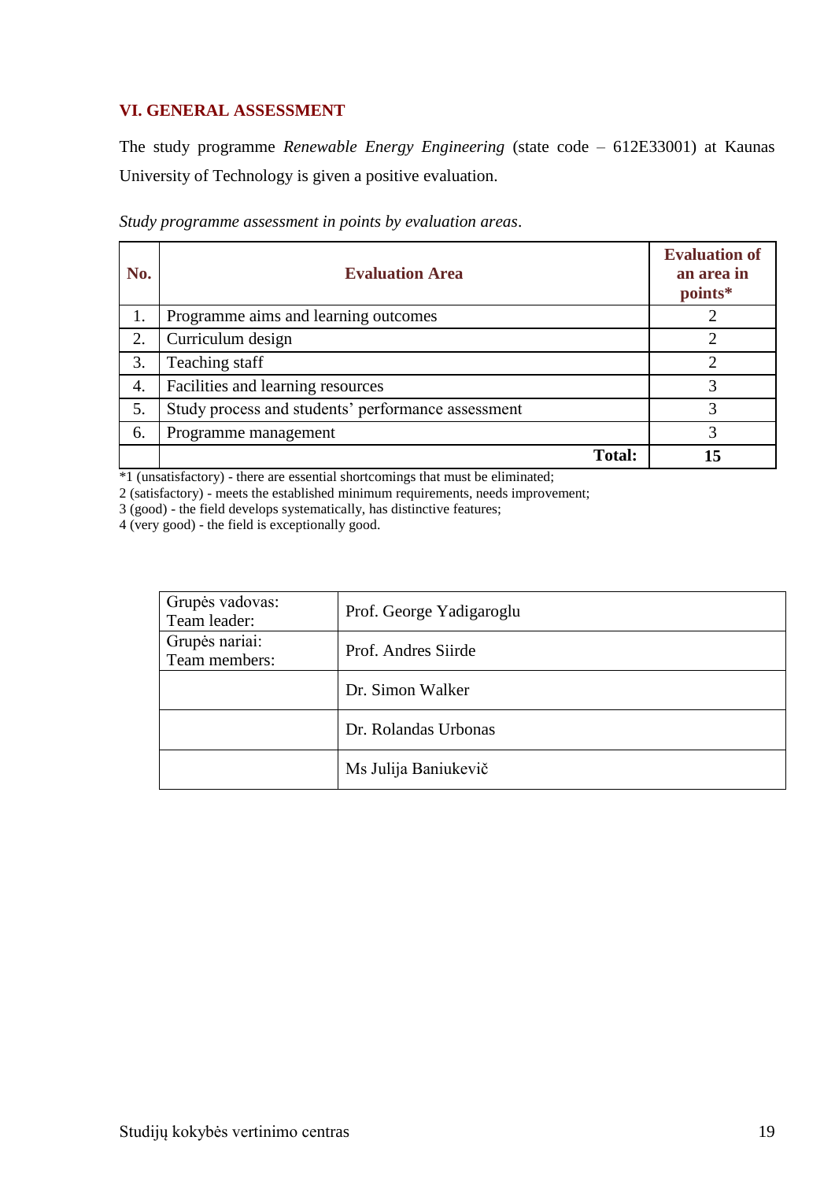## VI. GENERAL ASSESSMENT

The study programme *Renewable Energy Engineering* (state code – 612E33001) at Kaunas University of Technology is given a positive evaluation.

*Study programme assessment in points by evaluation areas*.

| No. | Evaluation Area | Evaluation of an area in points* |
|---|---|---|
| 1. | Programme aims and learning outcomes | 2 |
| 2. | Curriculum design | 2 |
| 3. | Teaching staff | 2 |
| 4. | Facilities and learning resources | 3 |
| 5. | Study process and students' performance assessment | 3 |
| 6. | Programme management | 3 |
| | **Total:** | **15** |

*1 (unsatisfactory) - there are essential shortcomings that must be eliminated;
2 (satisfactory) - meets the established minimum requirements, needs improvement;
3 (good) - the field develops systematically, has distinctive features;
4 (very good) - the field is exceptionally good.

| Grupės vadovas: Team leader: | Prof. George Yadigaroglu |
|---|---|
| Grupės nariai: Team members: | Prof. Andres Siirde |
| | Dr. Simon Walker |
| | Dr. Rolandas Urbonas |
| | Ms Julija Baniukevič |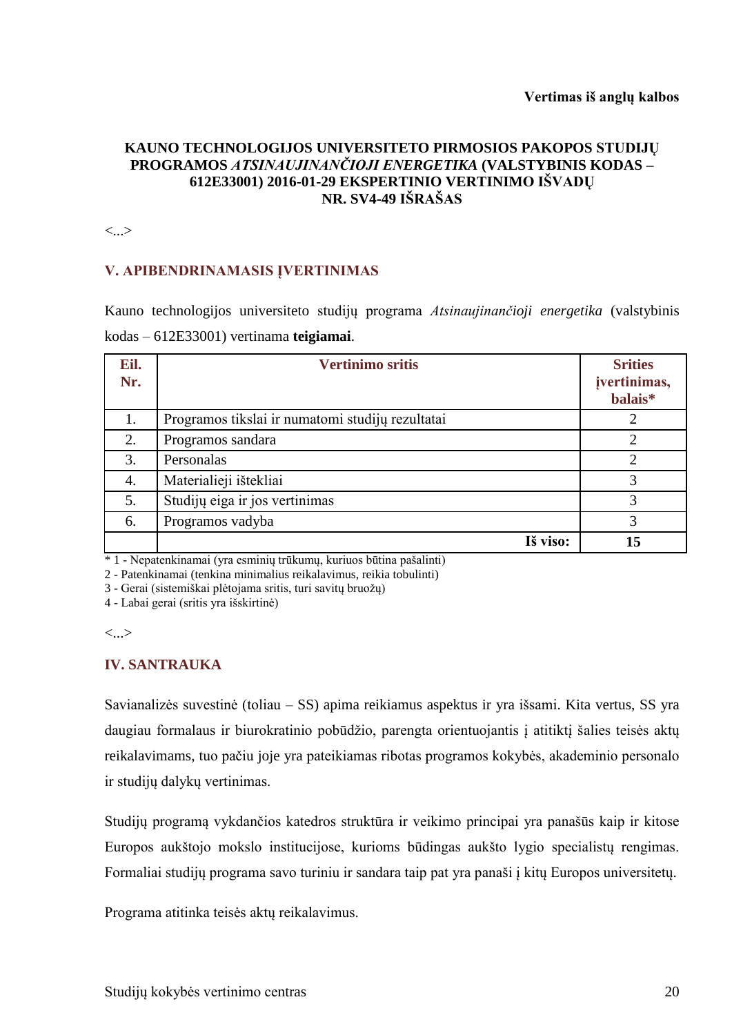**Vertimas iš anglų kalbos**

# KAUNO TECHNOLOGIJOS UNIVERSITETO PIRMOSIOS PAKOPOS STUDIJŲ PROGRAMOS *ATSINAUJINANČIOJI ENERGETIKA* (VALSTYBINIS KODAS – 612E33001) 2016-01-29 EKSPERTINIO VERTINIMO IŠVADŲ NR. SV4-49 IŠRAŠAS

<...>

## V. APIBENDRINAMASIS ĮVERTINIMAS

Kauno technologijos universiteto studijų programa *Atsinaujinančioji energetika* (valstybinis kodas – 612E33001) vertinama **teigiamai**.

| Eil. Nr. | Vertinimo sritis | Srities įvertinimas, balais* |
|---|---|---|
| 1. | Programos tikslai ir numatomi studijų rezultatai | 2 |
| 2. | Programos sandara | 2 |
| 3. | Personalas | 2 |
| 4. | Materialieji ištekliai | 3 |
| 5. | Studijų eiga ir jos vertinimas | 3 |
| 6. | Programos vadyba | 3 |
| | **Iš viso:** | **15** |

\* 1 - Nepatenkinamai (yra esminių trūkumų, kuriuos būtina pašalinti)
2 - Patenkinamai (tenkina minimalius reikalavimus, reikia tobulinti)
3 - Gerai (sistemiškai plėtojama sritis, turi savitų bruožų)
4 - Labai gerai (sritis yra išskirtinė)

<...>

## IV. SANTRAUKA

Savianalizės suvestinė (toliau – SS) apima reikiamus aspektus ir yra išsami. Kita vertus, SS yra daugiau formalaus ir biurokratinio pobūdžio, parengta orientuojantis į atitiktį šalies teisės aktų reikalavimams, tuo pačiu joje yra pateikiamas ribotas programos kokybės, akademinio personalo ir studijų dalykų vertinimas.

Studijų programą vykdančios katedros struktūra ir veikimo principai yra panašūs kaip ir kitose Europos aukštojo mokslo institucijose, kurioms būdingas aukšto lygio specialistų rengimas. Formaliai studijų programa savo turiniu ir sandara taip pat yra panaši į kitų Europos universitetų.

Programa atitinka teisės aktų reikalavimus.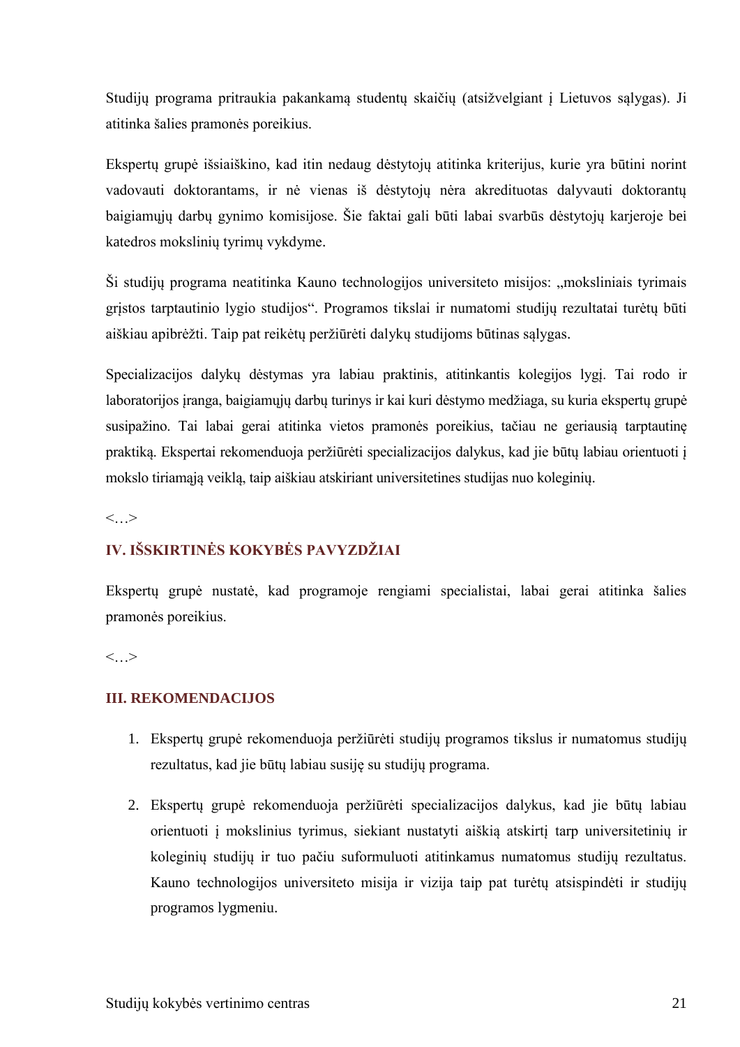Studijų programa pritraukia pakankamą studentų skaičių (atsižvelgiant į Lietuvos sąlygas). Ji atitinka šalies pramonės poreikius.

Ekspertų grupė išsiaiškino, kad itin nedaug dėstytojų atitinka kriterijus, kurie yra būtini norint vadovauti doktorantams, ir nė vienas iš dėstytojų nėra akredituotas dalyvauti doktorantų baigiamųjų darbų gynimo komisijose. Šie faktai gali būti labai svarbūs dėstytojų karjeroje bei katedros mokslinių tyrimų vykdyme.

Ši studijų programa neatitinka Kauno technologijos universiteto misijos: „moksliniais tyrimais grįstos tarptautinio lygio studijos". Programos tikslai ir numatomi studijų rezultatai turėtų būti aiškiau apibrėžti. Taip pat reikėtų peržiūrėti dalykų studijoms būtinas sąlygas.

Specializacijos dalykų dėstymas yra labiau praktinis, atitinkantis kolegijos lygį. Tai rodo ir laboratorijos įranga, baigiamųjų darbų turinys ir kai kuri dėstymo medžiaga, su kuria ekspertų grupė susipažino. Tai labai gerai atitinka vietos pramonės poreikius, tačiau ne geriausią tarptautinę praktiką. Ekspertai rekomenduoja peržiūrėti specializacijos dalykus, kad jie būtų labiau orientuoti į mokslo tiriamąją veiklą, taip aiškiau atskiriant universitetines studijas nuo koleginių.

<…>

## IV. IŠSKIRTINĖS KOKYBĖS PAVYZDŽIAI

Ekspertų grupė nustatė, kad programoje rengiami specialistai, labai gerai atitinka šalies pramonės poreikius.

<…>

## III. REKOMENDACIJOS

1. Ekspertų grupė rekomenduoja peržiūrėti studijų programos tikslus ir numatomus studijų rezultatus, kad jie būtų labiau susiję su studijų programa.

2. Ekspertų grupė rekomenduoja peržiūrėti specializacijos dalykus, kad jie būtų labiau orientuoti į mokslinius tyrimus, siekiant nustatyti aiškią atskirtį tarp universitetinių ir koleginių studijų ir tuo pačiu suformuluoti atitinkamus numatomus studijų rezultatus. Kauno technologijos universiteto misija ir vizija taip pat turėtų atsispindėti ir studijų programos lygmeniu.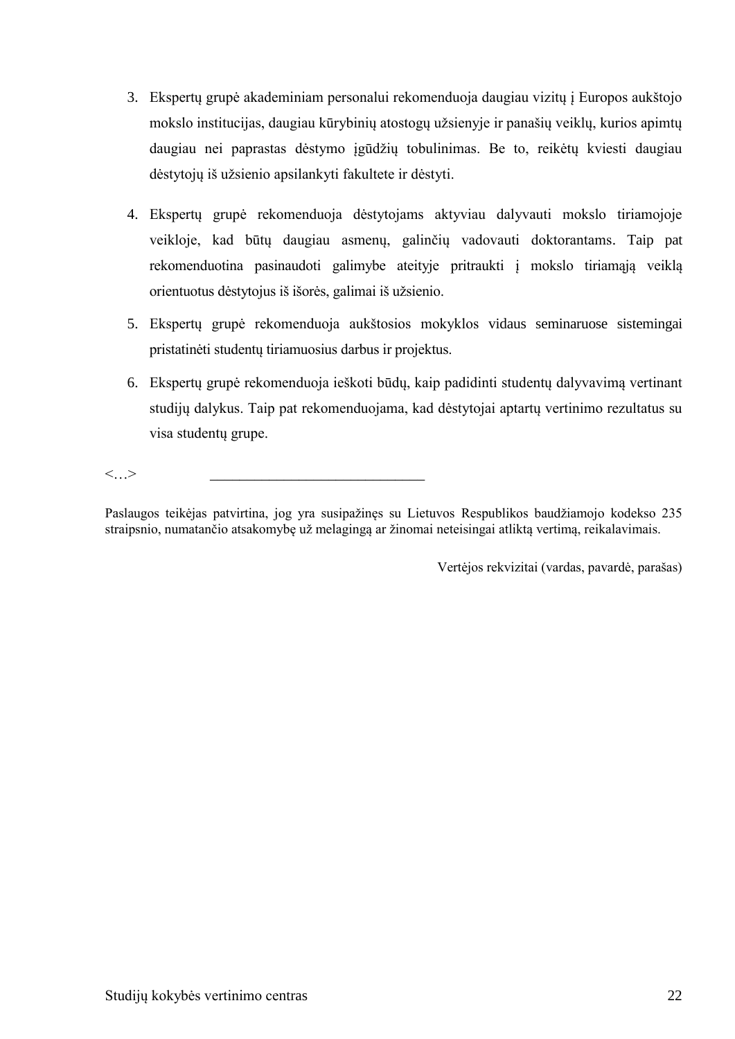3. Ekspertų grupė akademiniam personalui rekomenduoja daugiau vizitų į Europos aukštojo mokslo institucijas, daugiau kūrybinių atostogų užsienyje ir panašių veiklų, kurios apimtų daugiau nei paprastas dėstymo įgūdžių tobulinimas. Be to, reikėtų kviesti daugiau dėstytojų iš užsienio apsilankyti fakultete ir dėstyti.

4. Ekspertų grupė rekomenduoja dėstytojams aktyviau dalyvauti mokslo tiriamojoje veikloje, kad būtų daugiau asmenų, galinčių vadovauti doktorantams. Taip pat rekomenduotina pasinaudoti galimybe ateityje pritraukti į mokslo tiriamąją veiklą orientuotus dėstytojus iš išorės, galimai iš užsienio.

5. Ekspertų grupė rekomenduoja aukštosios mokyklos vidaus seminaruose sistemingai pristatinėti studentų tiriamuosius darbus ir projektus.

6. Ekspertų grupė rekomenduoja ieškoti būdų, kaip padidinti studentų dalyvavimą vertinant studijų dalykus. Taip pat rekomenduojama, kad dėstytojai aptartų vertinimo rezultatus su visa studentų grupe.

<…> ______________________________

Paslaugos teikėjas patvirtina, jog yra susipažinęs su Lietuvos Respublikos baudžiamojo kodekso 235 straipsnio, numatančio atsakomybę už melagingą ar žinomai neteisingai atliktą vertimą, reikalavimais.

Vertėjos rekvizitai (vardas, pavardė, parašas)